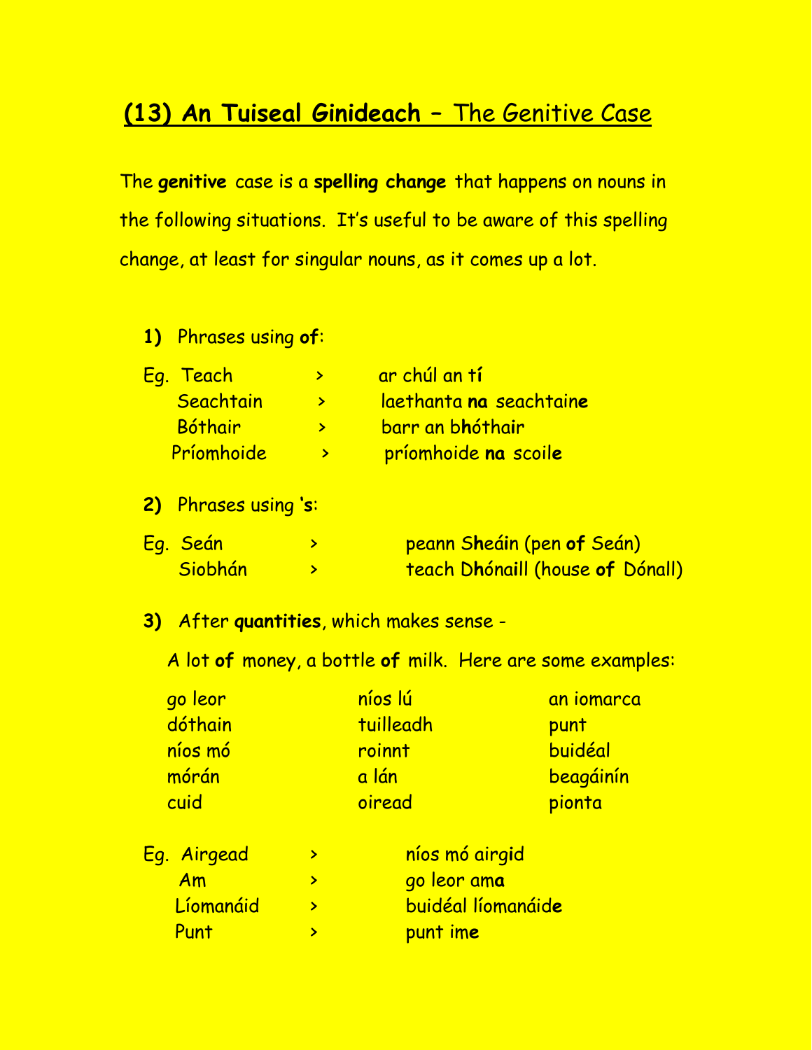# (13) An Tuiseal Ginideach – The Genitive Case

The **genitive** case is a **spelling change** that happens on nouns in the following situations. It's useful to be aware of this spelling change, at least for singular nouns, as it comes up a lot.

**1)** Phrases using **of**:

Eg. Teach > ar chúl an t**í**
Seachtain > laethanta **na** seachtain**e**
Bóthair > barr an b**h**óth**a**ir
Príomhoide > príomhoide **na** scoil**e**

**2)** Phrases using **'s**:

Eg. Seán > peann S**h**eá**i**n (pen **of** Seán)
Siobhán > teach D**h**óna**i**ll (house **of** Dónall)

**3)** After **quantities**, which makes sense -

A lot **of** money, a bottle **of** milk. Here are some examples:

| | | |
|---|---|---|
| go leor | níos lú | an iomarca |
| dóthain | tuilleadh | punt |
| níos mó | roinnt | buidéal |
| mórán | a lán | beagáinín |
| cuid | oiread | pionta |

Eg. Airgead > níos mó airg**i**d
Am > go leor am**a**
Líomanáid > buidéal líomanáid**e**
Punt > punt im**e**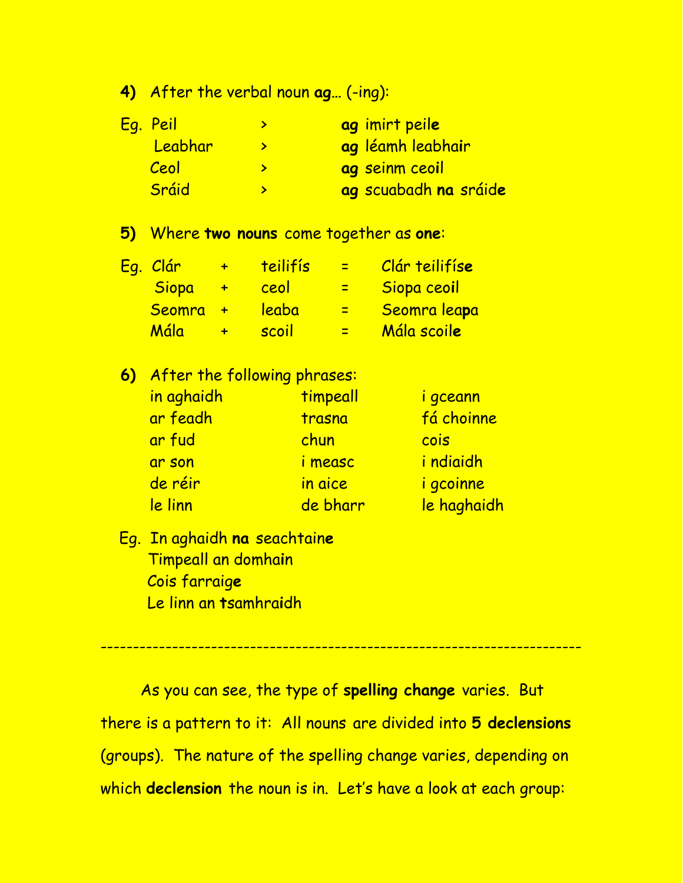**4)** After the verbal noun **ag**… (-ing):

| Eg. | | |
|---|---|---|
| Peil | > | **ag** imirt peil**e** |
| Leabhar | > | **ag** léamh leabha**i**r |
| Ceol | > | **ag** seinm ceo**i**l |
| Sráid | > | **ag** scuabadh **na** sráid**e** |

**5)** Where **two nouns** come together as **one**:

| Eg. | | | | |
|---|---|---|---|---|
| Clár | + | teilifís | = | Clár teilifís**e** |
| Siopa | + | ceol | = | Siopa ceo**i**l |
| Seomra | + | leaba | = | Seomra lea**p**a |
| Mála | + | scoil | = | Mála scoil**e** |

**6)** After the following phrases:

| | | |
|---|---|---|
| in aghaidh | timpeall | i gceann |
| ar feadh | trasna | fá choinne |
| ar fud | chun | cois |
| ar son | i measc | i ndiaidh |
| de réir | in aice | i gcoinne |
| le linn | de bharr | le haghaidh |

Eg. In aghaidh **na** seachtain**e**
Timpeall an domha**i**n
Cois farraig**e**
Le linn an **t**samhra**i**dh

---

As you can see, the type of **spelling change** varies. But there is a pattern to it: All nouns are divided into **5 declensions** (groups). The nature of the spelling change varies, depending on which **declension** the noun is in. Let's have a look at each group: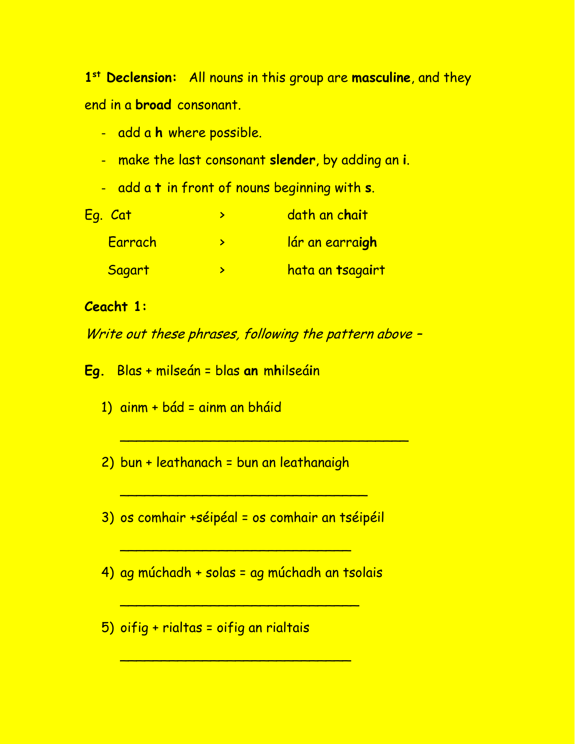**1st Declension:** All nouns in this group are **masculine**, and they end in a **broad** consonant.

- add a **h** where possible.
- make the last consonant **slender**, by adding an **i**.
- add a **t** in front of nouns beginning with **s**.

Eg. Cat > dath an c**h**ai**t**

Earrach > lár an earra**igh**

Sagart > hata an **t**sagai**rt**

**Ceacht 1:**

*Write out these phrases, following the pattern above –*

**Eg.** Blas + milseán = blas **an** m**h**ilseáin

1) ainm + bád = ainm an bháid

   ____________________________________

2) bun + leathanach = bun an leathanaigh

   _______________________________

3) os comhair +séipéal = os comhair an tséipéil

   _____________________________

4) ag múchadh + solas = ag múchadh an tsolais

   ______________________________

5) oifig + rialtas = oifig an rialtais

   _____________________________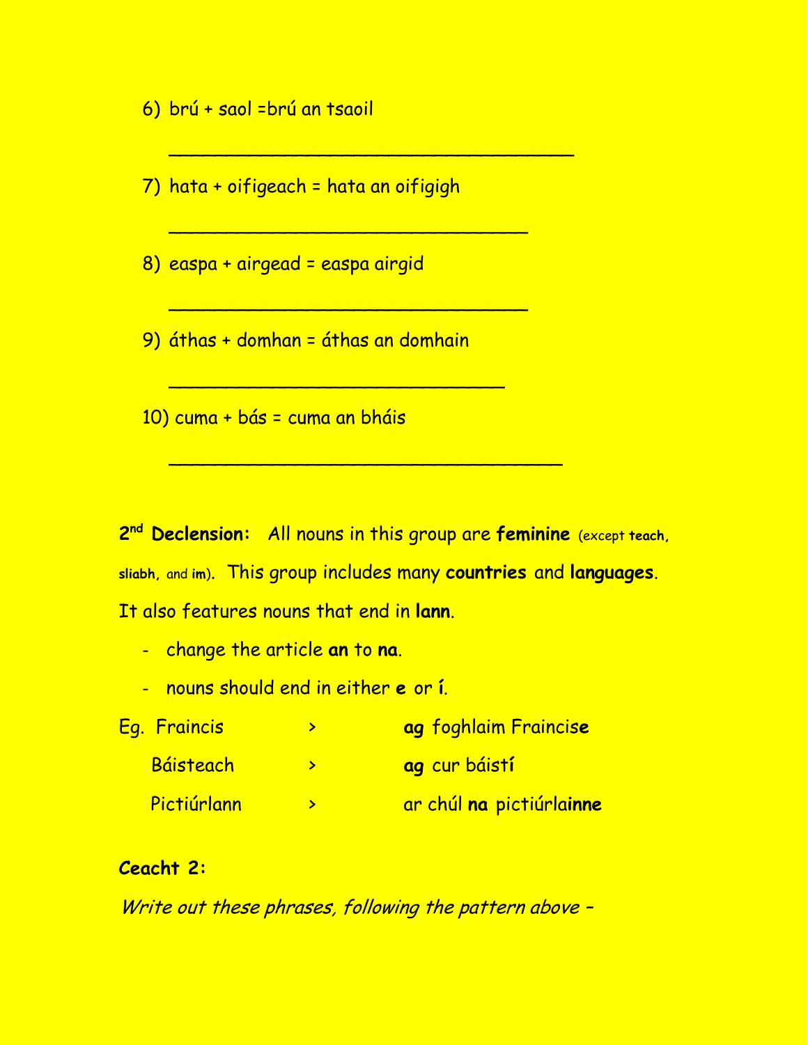6) brú + saol =brú an tsaoil

   ___________________________________

7) hata + oifigeach = hata an oifigigh

   _______________________________

8) easpa + airgead = easpa airgid

   _______________________________

9) áthas + domhan = áthas an domhain

   _____________________________

10) cuma + bás = cuma an bháis

   __________________________________

**2nd Declension:** All nouns in this group are **feminine** (except **teach**, **sliabh**, and **im**). This group includes many **countries** and **languages**. It also features nouns that end in **lann**.

- change the article **an** to **na**.
- nouns should end in either **e** or **í**.

| | | |
|---|---|---|
| Eg. Fraincis | > | **ag** foghlaim Fraincis**e** |
| Báisteach | > | **ag** cur báist**í** |
| Pictiúrlann | > | ar chúl **na** pictiúrla**inne** |

**Ceacht 2:**

*Write out these phrases, following the pattern above –*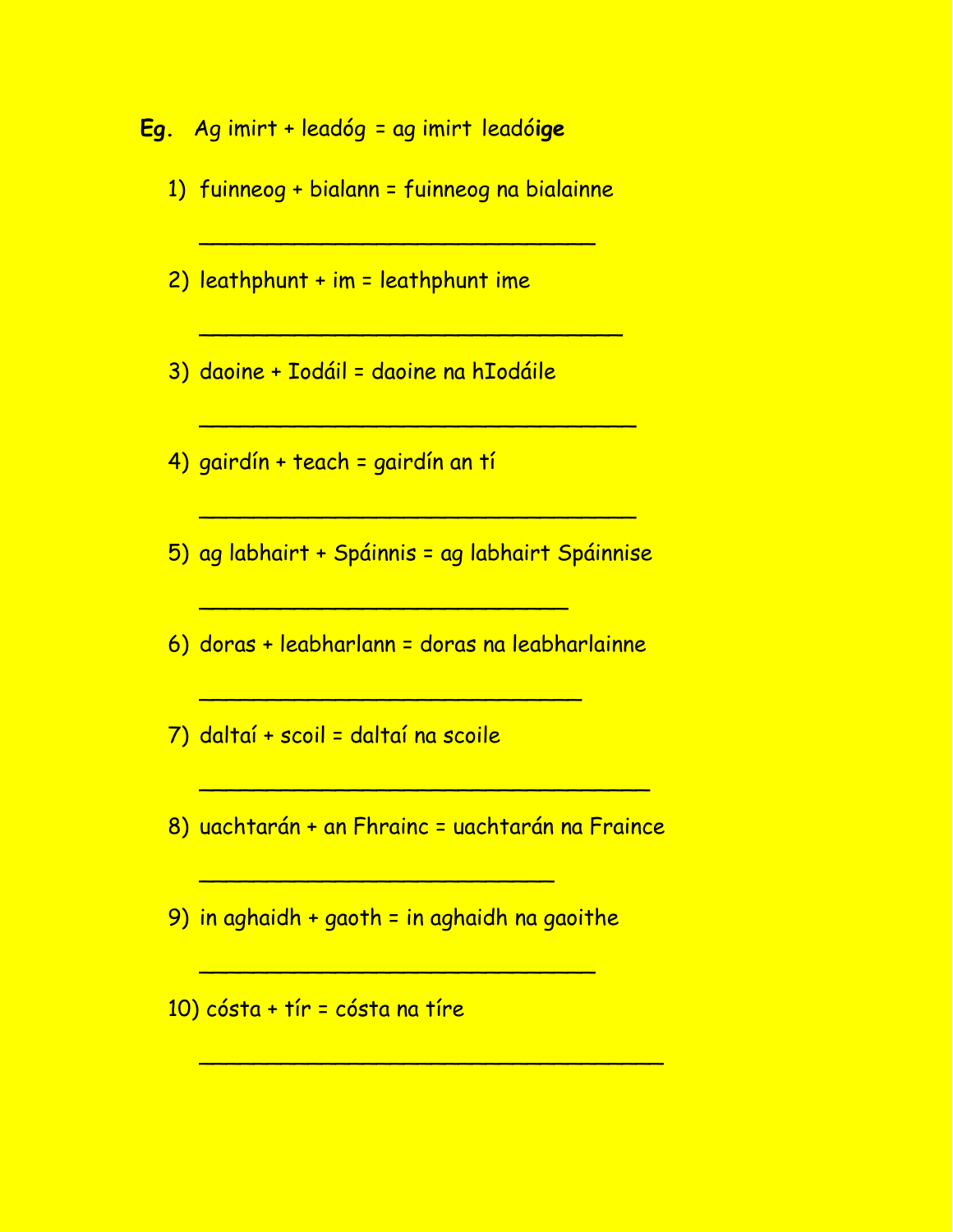**Eg.** Ag imirt + leadóg = ag imirt leadó**ige**

1) fuinneog + bialann = fuinneog na bialainne

   ______________________________

2) leathphunt + im = leathphunt ime

   ________________________________

3) daoine + Iodáil = daoine na hIodáile

   _________________________________

4) gairdín + teach = gairdín an tí

   _________________________________

5) ag labhairt + Spáinnis = ag labhairt Spáinnise

   ____________________________

6) doras + leabharlann = doras na leabharlainne

   _____________________________

7) daltaí + scoil = daltaí na scoile

   __________________________________

8) uachtarán + an Fhrainc = uachtarán na Fraince

   ___________________________

9) in aghaidh + gaoth = in aghaidh na gaoithe

   ______________________________

10) cósta + tír = cósta na tíre

   ___________________________________